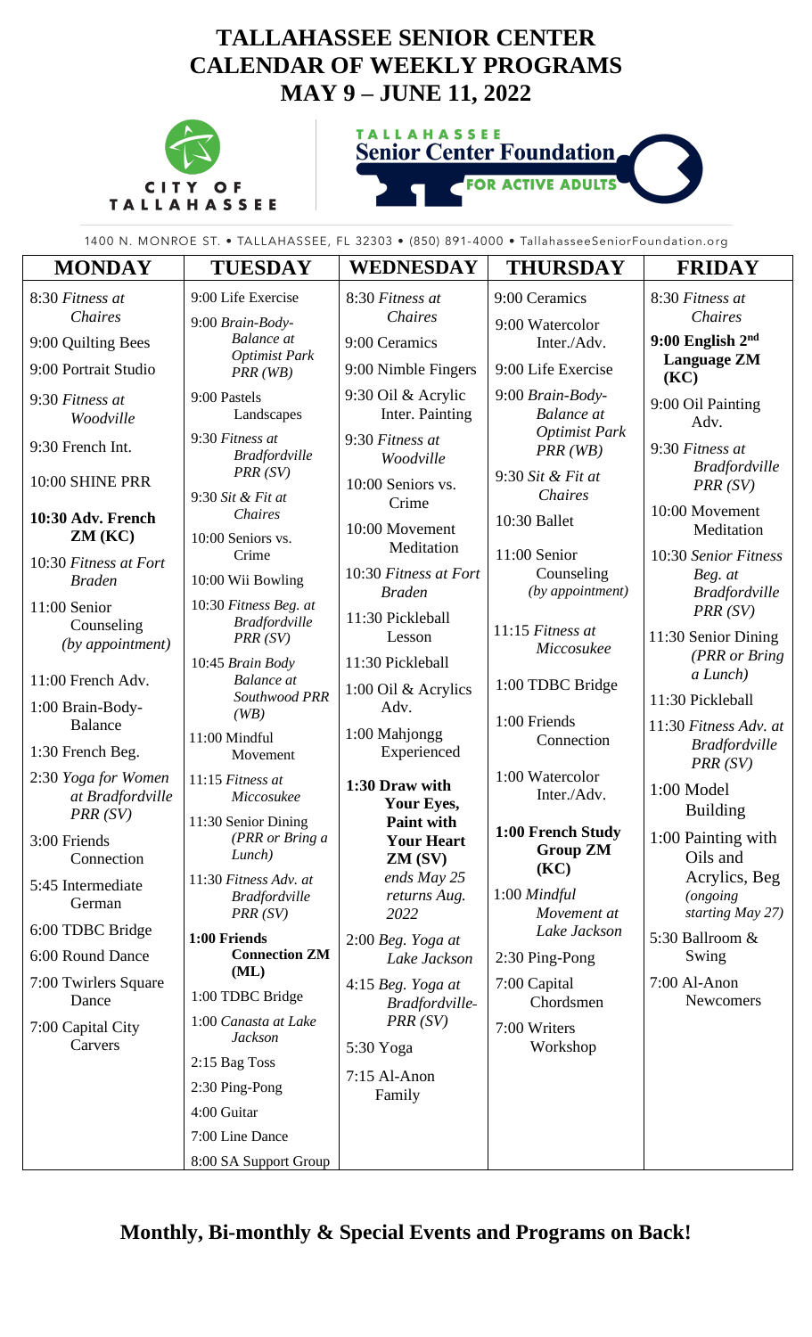# TALLAHASSEE SENIOR CENTER CALENDAR OF WEEKLY PROGRAMS MAY 9 – JUNE 11, 2022

CITY OF TALLAHASSEE

TALLAHASSEE Senior Center Foundation FOR ACTIVE ADULTS

1400 N. MONROE ST. • TALLAHASSEE, FL 32303 • (850) 891-4000 • TallahasseeSeniorFoundation.org

| MONDAY | TUESDAY | WEDNESDAY | THURSDAY | FRIDAY |
|---|---|---|---|---|
| 8:30 *Fitness at Chaires* | 9:00 Life Exercise | 8:30 *Fitness at Chaires* | 9:00 Ceramics | 8:30 *Fitness at Chaires* |
| 9:00 Quilting Bees | 9:00 *Brain-Body-Balance at Optimist Park PRR (WB)* | 9:00 Ceramics | 9:00 Watercolor Inter./Adv. | **9:00 English 2nd Language ZM (KC)** |
| 9:00 Portrait Studio | 9:00 Pastels Landscapes | 9:00 Nimble Fingers | 9:00 Life Exercise | 9:00 Oil Painting Adv. |
| 9:30 *Fitness at Woodville* | 9:30 *Fitness at Bradfordville PRR (SV)* | 9:30 Oil & Acrylic Inter. Painting | 9:00 *Brain-Body-Balance at Optimist Park PRR (WB)* | 9:30 *Fitness at Bradfordville PRR (SV)* |
| 9:30 French Int. | 9:30 *Sit & Fit at Chaires* | 9:30 *Fitness at Woodville* | 9:30 *Sit & Fit at Chaires* | 10:00 Movement Meditation |
| 10:00 SHINE PRR | 10:00 Seniors vs. Crime | 10:00 Seniors vs. Crime | 10:30 Ballet | 10:30 *Senior Fitness Beg. at Bradfordville PRR (SV)* |
| **10:30 Adv. French ZM (KC)** | 10:00 Wii Bowling | 10:00 Movement Meditation | 11:00 Senior Counseling *(by appointment)* | 11:30 Senior Dining *(PRR or Bring a Lunch)* |
| 10:30 *Fitness at Fort Braden* | 10:30 *Fitness Beg. at Bradfordville PRR (SV)* | 10:30 *Fitness at Fort Braden* | 11:15 *Fitness at Miccosukee* | 11:30 Pickleball |
| 11:00 Senior Counseling *(by appointment)* | 10:45 *Brain Body Balance at Southwood PRR (WB)* | 11:30 Pickleball Lesson | 1:00 TDBC Bridge | 11:30 *Fitness Adv. at Bradfordville PRR (SV)* |
| 11:00 French Adv. | 11:00 Mindful Movement | 11:30 Pickleball | 1:00 Friends Connection | 1:00 Model Building |
| 1:00 Brain-Body-Balance | 11:15 *Fitness at Miccosukee* | 1:00 Oil & Acrylics Adv. | 1:00 Watercolor Inter./Adv. | 1:00 Painting with Oils and Acrylics, Beg *(ongoing starting May 27)* |
| 1:30 French Beg. | 11:30 Senior Dining *(PRR or Bring a Lunch)* | 1:00 Mahjongg Experienced | **1:00 French Study Group ZM (KC)** | 5:30 Ballroom & Swing |
| 2:30 *Yoga for Women at Bradfordville PRR (SV)* | 11:30 *Fitness Adv. at Bradfordville PRR (SV)* | **1:30 Draw with Your Eyes, Paint with Your Heart ZM (SV)** *ends May 25 returns Aug. 2022* | 1:00 *Mindful Movement at Lake Jackson* | 7:00 Al-Anon Newcomers |
| 3:00 Friends Connection | **1:00 Friends Connection ZM (ML)** | 2:00 *Beg. Yoga at Lake Jackson* | 2:30 Ping-Pong | |
| 5:45 Intermediate German | 1:00 TDBC Bridge | 4:15 *Beg. Yoga at Bradfordville-PRR (SV)* | 7:00 Capital Chordsmen | |
| 6:00 TDBC Bridge | 1:00 *Canasta at Lake Jackson* | 5:30 Yoga | 7:00 Writers Workshop | |
| 6:00 Round Dance | 2:15 Bag Toss | 7:15 Al-Anon Family | | |
| 7:00 Twirlers Square Dance | 2:30 Ping-Pong | | | |
| 7:00 Capital City Carvers | 4:00 Guitar | | | |
| | 7:00 Line Dance | | | |
| | 8:00 SA Support Group | | | |

**Monthly, Bi-monthly & Special Events and Programs on Back!**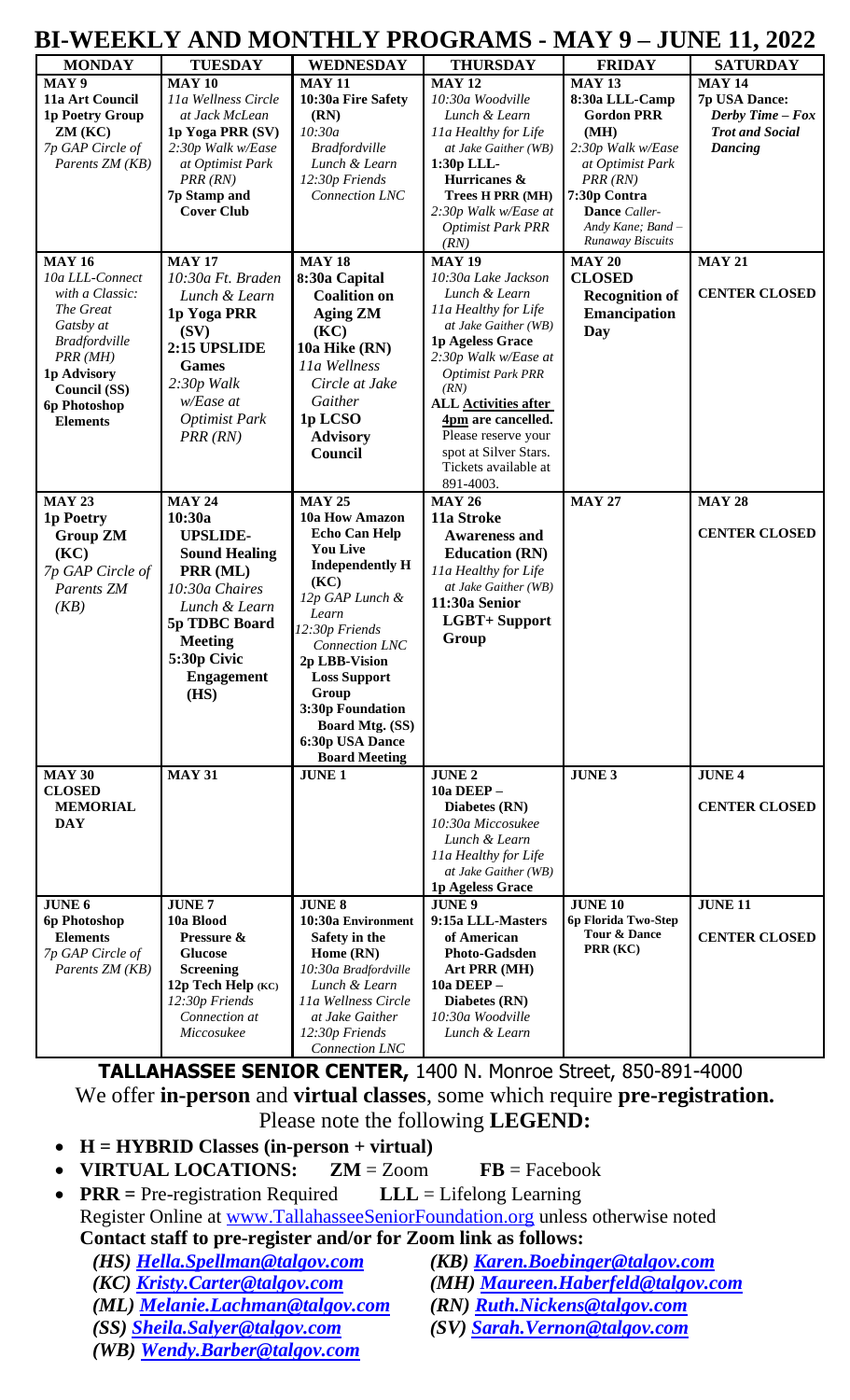# BI-WEEKLY AND MONTHLY PROGRAMS - MAY 9 – JUNE 11, 2022

| MONDAY | TUESDAY | WEDNESDAY | THURSDAY | FRIDAY | SATURDAY |
|---|---|---|---|---|---|
| **MAY 9**<br>**11a Art Council**<br>**1p Poetry Group ZM (KC)**<br>*7p GAP Circle of Parents ZM (KB)* | **MAY 10**<br>*11a Wellness Circle at Jack McLean*<br>**1p Yoga PRR (SV)**<br>*2:30p Walk w/Ease at Optimist Park PRR (RN)*<br>**7p Stamp and Cover Club** | **MAY 11**<br>**10:30a Fire Safety (RN)**<br>*10:30a Bradfordville Lunch & Learn*<br>*12:30p Friends Connection LNC* | **MAY 12**<br>*10:30a Woodville Lunch & Learn*<br>*11a Healthy for Life at Jake Gaither (WB)*<br>**1:30p LLL-Hurricanes & Trees H PRR (MH)**<br>*2:30p Walk w/Ease at Optimist Park PRR (RN)* | **MAY 13**<br>**8:30a LLL-Camp Gordon PRR (MH)**<br>*2:30p Walk w/Ease at Optimist Park PRR (RN)*<br>**7:30p Contra Dance** *Caller-Andy Kane; Band – Runaway Biscuits* | **MAY 14**<br>**7p USA Dance:** ***Derby Time – Fox Trot and Social Dancing*** |
| **MAY 16**<br>*10a LLL-Connect with a Classic: The Great Gatsby at Bradfordville PRR (MH)*<br>**1p Advisory Council (SS)**<br>**6p Photoshop Elements** | **MAY 17**<br>*10:30a Ft. Braden Lunch & Learn*<br>**1p Yoga PRR (SV)**<br>**2:15 UPSLIDE Games**<br>*2:30p Walk w/Ease at Optimist Park PRR (RN)* | **MAY 18**<br>**8:30a Capital Coalition on Aging ZM (KC)**<br>**10a Hike (RN)**<br>*11a Wellness Circle at Jake Gaither*<br>**1p LCSO Advisory Council** | **MAY 19**<br>*10:30a Lake Jackson Lunch & Learn*<br>*11a Healthy for Life at Jake Gaither (WB)*<br>**1p Ageless Grace**<br>*2:30p Walk w/Ease at Optimist Park PRR (RN)*<br>**ALL Activities after 4pm are cancelled.** Please reserve your spot at Silver Stars. Tickets available at 891-4003. | **MAY 20**<br>**CLOSED**<br>**Recognition of Emancipation Day** | **MAY 21**<br><br>**CENTER CLOSED** |
| **MAY 23**<br>**1p Poetry Group ZM (KC)**<br>*7p GAP Circle of Parents ZM (KB)* | **MAY 24**<br>**10:30a UPSLIDE-Sound Healing PRR (ML)**<br>*10:30a Chaires Lunch & Learn*<br>**5p TDBC Board Meeting**<br>**5:30p Civic Engagement (HS)** | **MAY 25**<br>**10a How Amazon Echo Can Help You Live Independently H (KC)**<br>*12p GAP Lunch & Learn*<br>*12:30p Friends Connection LNC*<br>**2p LBB-Vision Loss Support Group**<br>**3:30p Foundation Board Mtg. (SS)**<br>**6:30p USA Dance Board Meeting** | **MAY 26**<br>**11a Stroke Awareness and Education (RN)**<br>*11a Healthy for Life at Jake Gaither (WB)*<br>**11:30a Senior LGBT+ Support Group** | **MAY 27** | **MAY 28**<br><br>**CENTER CLOSED** |
| **MAY 30**<br>**CLOSED MEMORIAL DAY** | **MAY 31** | **JUNE 1** | **JUNE 2**<br>**10a DEEP – Diabetes (RN)**<br>*10:30a Miccosukee Lunch & Learn*<br>*11a Healthy for Life at Jake Gaither (WB)*<br>**1p Ageless Grace** | **JUNE 3** | **JUNE 4**<br><br>**CENTER CLOSED** |
| **JUNE 6**<br>**6p Photoshop Elements**<br>*7p GAP Circle of Parents ZM (KB)* | **JUNE 7**<br>**10a Blood Pressure & Glucose Screening**<br>**12p Tech Help (KC)**<br>*12:30p Friends Connection at Miccosukee* | **JUNE 8**<br>**10:30a Environment Safety in the Home (RN)**<br>*10:30a Bradfordville Lunch & Learn*<br>*11a Wellness Circle at Jake Gaither*<br>*12:30p Friends Connection LNC* | **JUNE 9**<br>**9:15a LLL-Masters of American Photo-Gadsden Art PRR (MH)**<br>**10a DEEP – Diabetes (RN)**<br>*10:30a Woodville Lunch & Learn* | **JUNE 10**<br>**6p Florida Two-Step Tour & Dance PRR (KC)** | **JUNE 11**<br><br>**CENTER CLOSED** |

**TALLAHASSEE SENIOR CENTER,** 1400 N. Monroe Street, 850-891-4000

We offer **in-person** and **virtual classes**, some which require **pre-registration.**

Please note the following **LEGEND:**

- **H = HYBRID Classes (in-person + virtual)**
- **VIRTUAL LOCATIONS:** **ZM** = Zoom **FB** = Facebook
- **PRR =** Pre-registration Required **LLL** = Lifelong Learning

Register Online at www.TallahasseeSeniorFoundation.org unless otherwise noted

**Contact staff to pre-register and/or for Zoom link as follows:**

*(HS) Hella.Spellman@talgov.com*
*(KB) Karen.Boebinger@talgov.com*
*(KC) Kristy.Carter@talgov.com*
*(MH) Maureen.Haberfeld@talgov.com*
*(ML) Melanie.Lachman@talgov.com*
*(RN) Ruth.Nickens@talgov.com*
*(SS) Sheila.Salyer@talgov.com*
*(SV) Sarah.Vernon@talgov.com*
*(WB) Wendy.Barber@talgov.com*